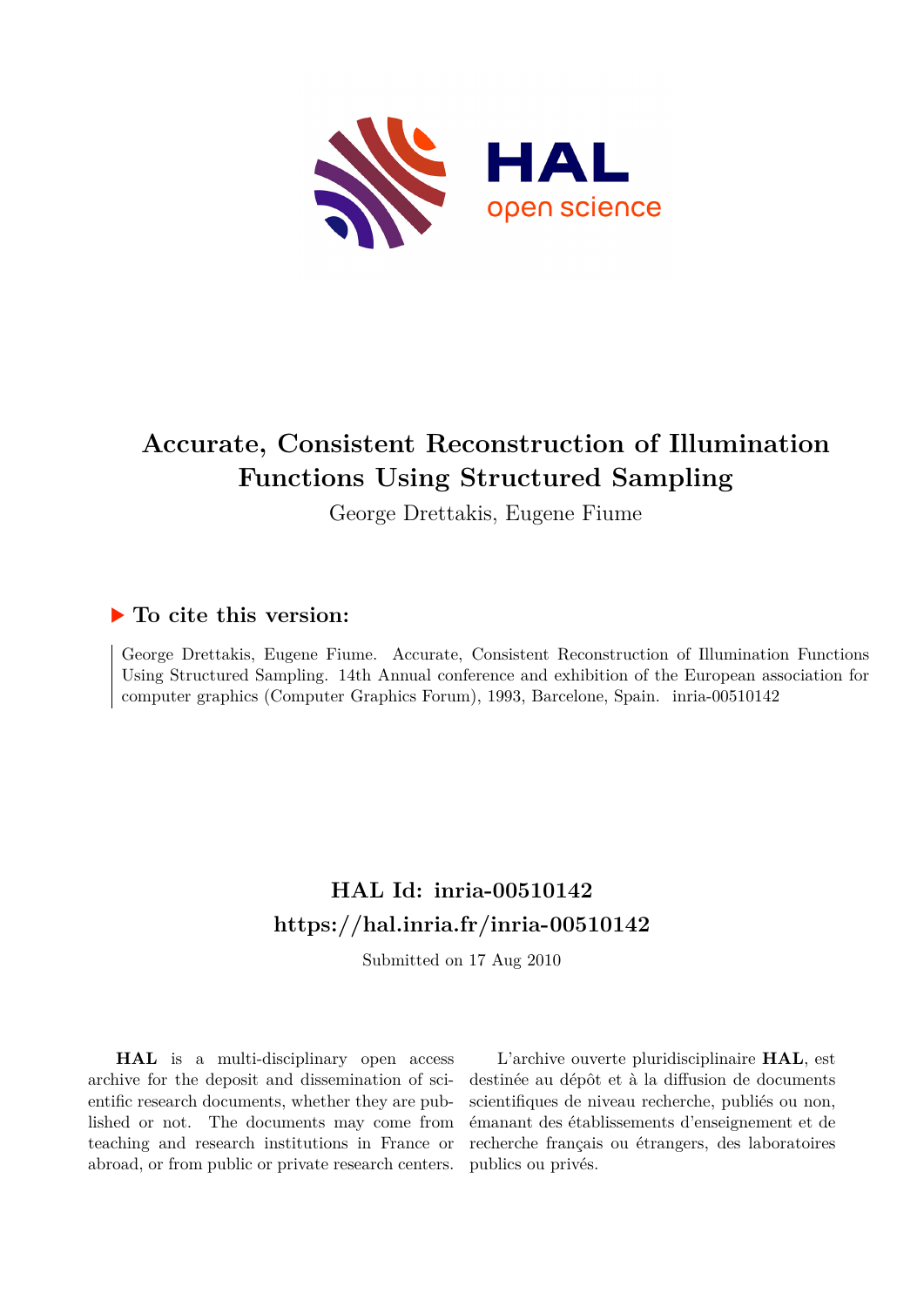# Accurate, Consistent Reconstruction of Illumination Functions Using Structured Sampling

George Drettakis, Eugene Fiume

## ▶ To cite this version:

George Drettakis, Eugene Fiume. Accurate, Consistent Reconstruction of Illumination Functions Using Structured Sampling. 14th Annual conference and exhibition of the European association for computer graphics (Computer Graphics Forum), 1993, Barcelone, Spain. inria-00510142

## HAL Id: inria-00510142
## https://hal.inria.fr/inria-00510142

Submitted on 17 Aug 2010

**HAL** is a multi-disciplinary open access archive for the deposit and dissemination of scientific research documents, whether they are published or not. The documents may come from teaching and research institutions in France or abroad, or from public or private research centers.

L'archive ouverte pluridisciplinaire **HAL**, est destinée au dépôt et à la diffusion de documents scientifiques de niveau recherche, publiés ou non, émanant des établissements d'enseignement et de recherche français ou étrangers, des laboratoires publics ou privés.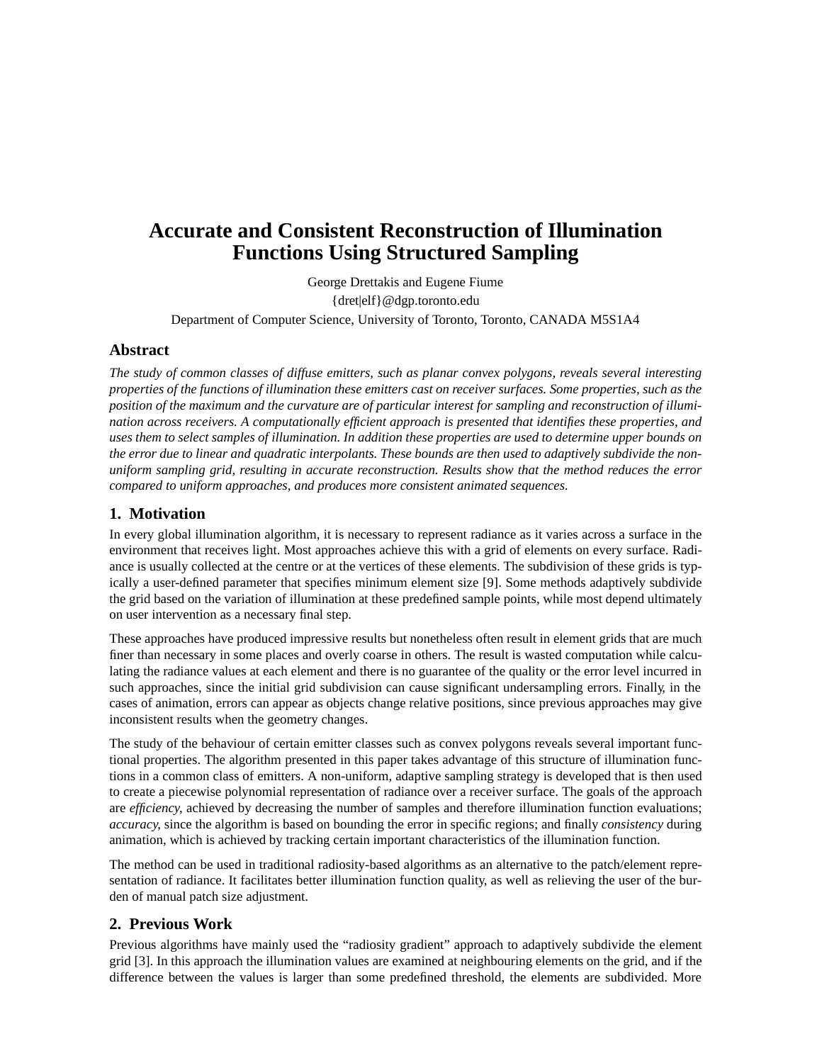# Accurate and Consistent Reconstruction of Illumination Functions Using Structured Sampling

George Drettakis and Eugene Fiume

{dret|elf}@dgp.toronto.edu

Department of Computer Science, University of Toronto, Toronto, CANADA M5S1A4

## Abstract

*The study of common classes of diffuse emitters, such as planar convex polygons, reveals several interesting properties of the functions of illumination these emitters cast on receiver surfaces. Some properties, such as the position of the maximum and the curvature are of particular interest for sampling and reconstruction of illumination across receivers. A computationally efficient approach is presented that identifies these properties, and uses them to select samples of illumination. In addition these properties are used to determine upper bounds on the error due to linear and quadratic interpolants. These bounds are then used to adaptively subdivide the non-uniform sampling grid, resulting in accurate reconstruction. Results show that the method reduces the error compared to uniform approaches, and produces more consistent animated sequences.*

## 1. Motivation

In every global illumination algorithm, it is necessary to represent radiance as it varies across a surface in the environment that receives light. Most approaches achieve this with a grid of elements on every surface. Radiance is usually collected at the centre or at the vertices of these elements. The subdivision of these grids is typically a user-defined parameter that specifies minimum element size [9]. Some methods adaptively subdivide the grid based on the variation of illumination at these predefined sample points, while most depend ultimately on user intervention as a necessary final step.

These approaches have produced impressive results but nonetheless often result in element grids that are much finer than necessary in some places and overly coarse in others. The result is wasted computation while calculating the radiance values at each element and there is no guarantee of the quality or the error level incurred in such approaches, since the initial grid subdivision can cause significant undersampling errors. Finally, in the cases of animation, errors can appear as objects change relative positions, since previous approaches may give inconsistent results when the geometry changes.

The study of the behaviour of certain emitter classes such as convex polygons reveals several important functional properties. The algorithm presented in this paper takes advantage of this structure of illumination functions in a common class of emitters. A non-uniform, adaptive sampling strategy is developed that is then used to create a piecewise polynomial representation of radiance over a receiver surface. The goals of the approach are *efficiency*, achieved by decreasing the number of samples and therefore illumination function evaluations; *accuracy*, since the algorithm is based on bounding the error in specific regions; and finally *consistency* during animation, which is achieved by tracking certain important characteristics of the illumination function.

The method can be used in traditional radiosity-based algorithms as an alternative to the patch/element representation of radiance. It facilitates better illumination function quality, as well as relieving the user of the burden of manual patch size adjustment.

## 2. Previous Work

Previous algorithms have mainly used the "radiosity gradient" approach to adaptively subdivide the element grid [3]. In this approach the illumination values are examined at neighbouring elements on the grid, and if the difference between the values is larger than some predefined threshold, the elements are subdivided. More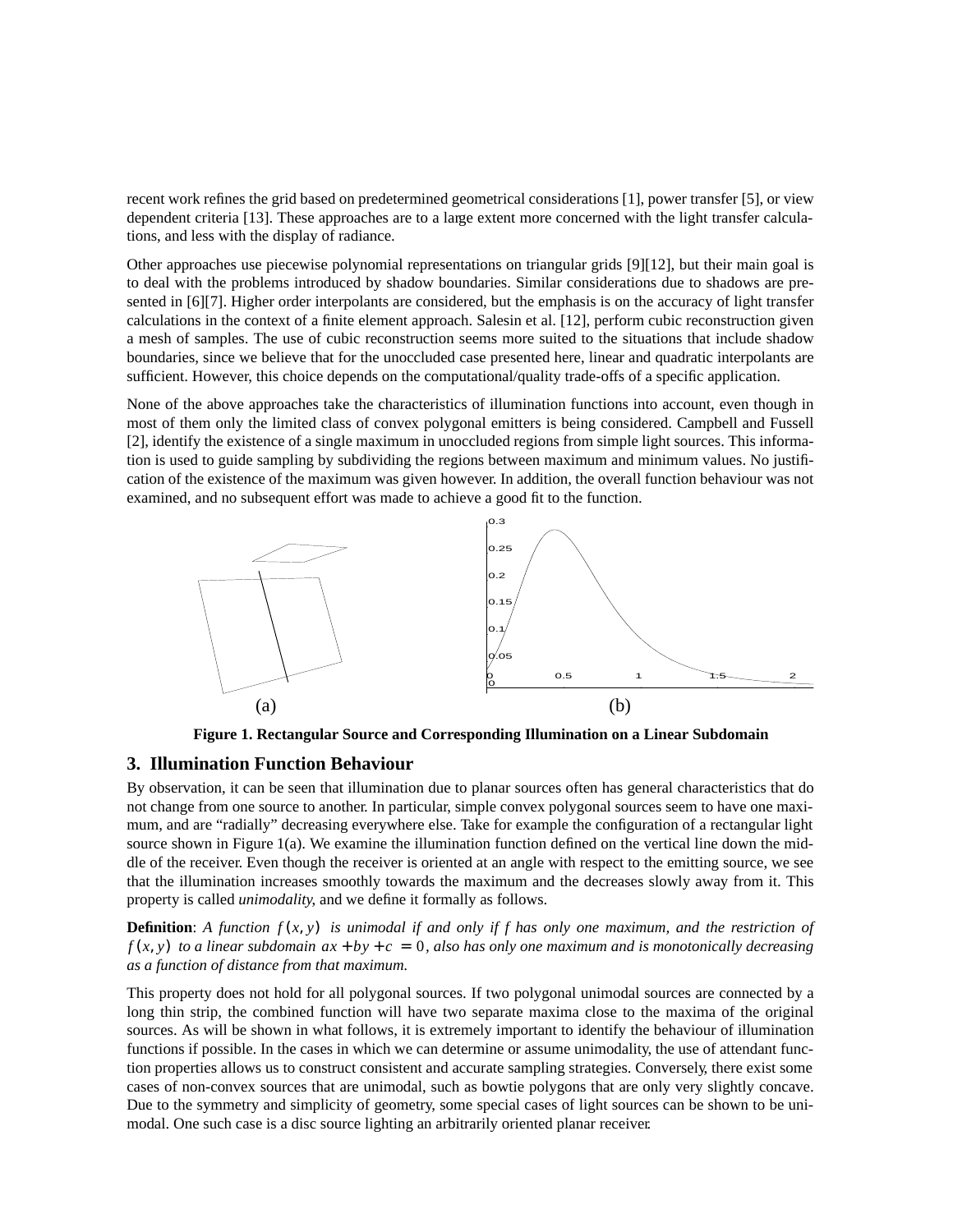recent work refines the grid based on predetermined geometrical considerations [1], power transfer [5], or view dependent criteria [13]. These approaches are to a large extent more concerned with the light transfer calculations, and less with the display of radiance.

Other approaches use piecewise polynomial representations on triangular grids [9][12], but their main goal is to deal with the problems introduced by shadow boundaries. Similar considerations due to shadows are presented in [6][7]. Higher order interpolants are considered, but the emphasis is on the accuracy of light transfer calculations in the context of a finite element approach. Salesin et al. [12], perform cubic reconstruction given a mesh of samples. The use of cubic reconstruction seems more suited to the situations that include shadow boundaries, since we believe that for the unoccluded case presented here, linear and quadratic interpolants are sufficient. However, this choice depends on the computational/quality trade-offs of a specific application.

None of the above approaches take the characteristics of illumination functions into account, even though in most of them only the limited class of convex polygonal emitters is being considered. Campbell and Fussell [2], identify the existence of a single maximum in unoccluded regions from simple light sources. This information is used to guide sampling by subdividing the regions between maximum and minimum values. No justification of the existence of the maximum was given however. In addition, the overall function behaviour was not examined, and no subsequent effort was made to achieve a good fit to the function.

**Figure 1. Rectangular Source and Corresponding Illumination on a Linear Subdomain**

## 3. Illumination Function Behaviour

By observation, it can be seen that illumination due to planar sources often has general characteristics that do not change from one source to another. In particular, simple convex polygonal sources seem to have one maximum, and are "radially" decreasing everywhere else. Take for example the configuration of a rectangular light source shown in Figure 1(a). We examine the illumination function defined on the vertical line down the middle of the receiver. Even though the receiver is oriented at an angle with respect to the emitting source, we see that the illumination increases smoothly towards the maximum and the decreases slowly away from it. This property is called *unimodality*, and we define it formally as follows.

**Definition**: *A function $f(x, y)$ is unimodal if and only if f has only one maximum, and the restriction of $f(x, y)$ to a linear subdomain $ax + by + c = 0$, also has only one maximum and is monotonically decreasing as a function of distance from that maximum.*

This property does not hold for all polygonal sources. If two polygonal unimodal sources are connected by a long thin strip, the combined function will have two separate maxima close to the maxima of the original sources. As will be shown in what follows, it is extremely important to identify the behaviour of illumination functions if possible. In the cases in which we can determine or assume unimodality, the use of attendant function properties allows us to construct consistent and accurate sampling strategies. Conversely, there exist some cases of non-convex sources that are unimodal, such as bowtie polygons that are only very slightly concave. Due to the symmetry and simplicity of geometry, some special cases of light sources can be shown to be unimodal. One such case is a disc source lighting an arbitrarily oriented planar receiver.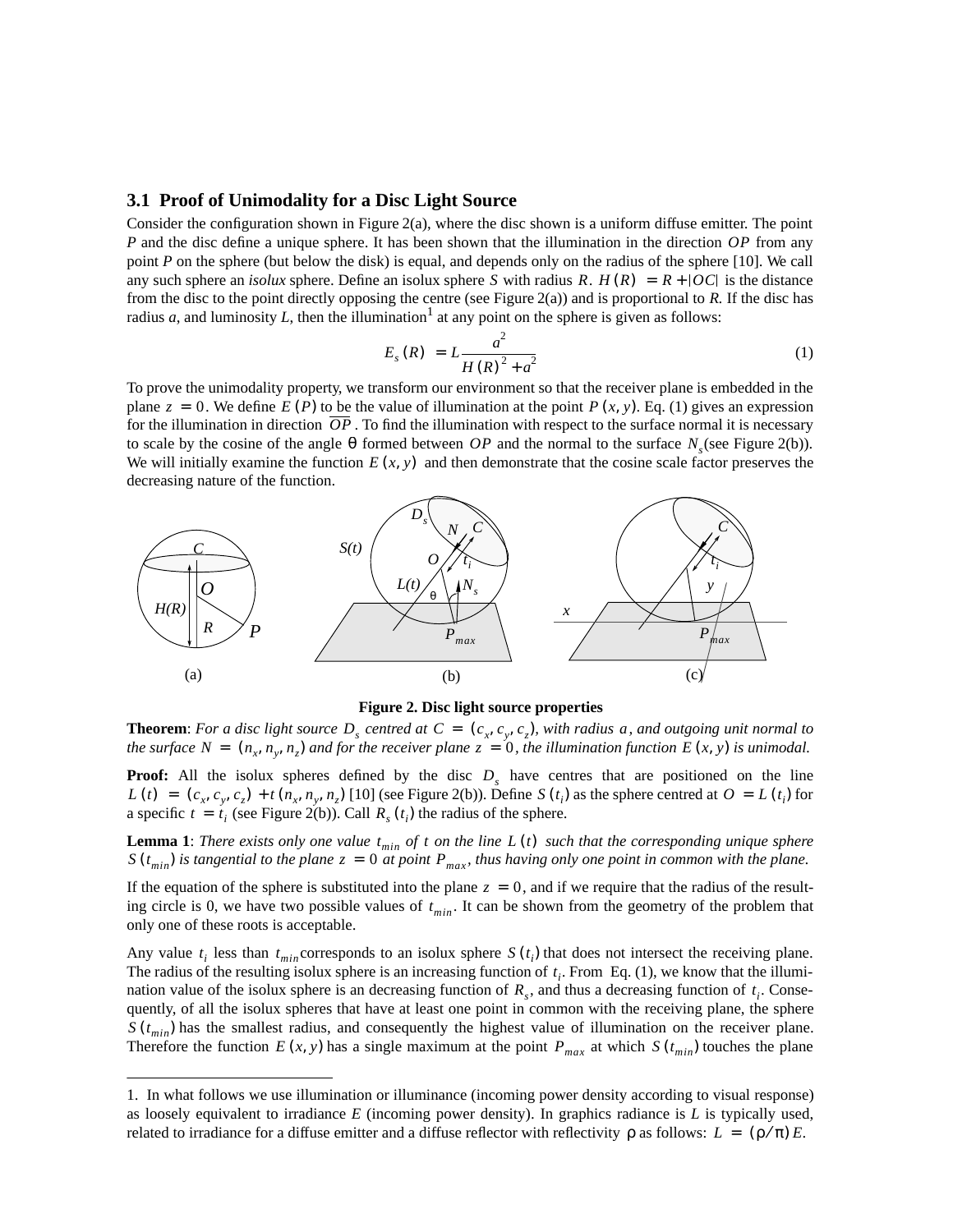### 3.1 Proof of Unimodality for a Disc Light Source

Consider the configuration shown in Figure 2(a), where the disc shown is a uniform diffuse emitter. The point $P$ and the disc define a unique sphere. It has been shown that the illumination in the direction $OP$ from any point $P$ on the sphere (but below the disk) is equal, and depends only on the radius of the sphere [10]. We call any such sphere an *isolux* sphere. Define an isolux sphere $S$ with radius $R$. $H(R) = R + |OC|$ is the distance from the disc to the point directly opposing the centre (see Figure 2(a)) and is proportional to $R$. If the disc has radius $a$, and luminosity $L$, then the illumination[1] at any point on the sphere is given as follows:

$$E_s(R) = L\frac{a^2}{H(R)^2 + a^2} \tag{1}$$

To prove the unimodality property, we transform our environment so that the receiver plane is embedded in the plane $z = 0$. We define $E(P)$ to be the value of illumination at the point $P(x, y)$. Eq. (1) gives an expression for the illumination in direction $\overline{OP}$. To find the illumination with respect to the surface normal it is necessary to scale by the cosine of the angle $\theta$ formed between $OP$ and the normal to the surface $N_s$ (see Figure 2(b)). We will initially examine the function $E(x, y)$ and then demonstrate that the cosine scale factor preserves the decreasing nature of the function.

**Figure 2. Disc light source properties**

**Theorem**: *For a disc light source $D_s$ centred at $C = (c_x, c_y, c_z)$, with radius $a$, and outgoing unit normal to the surface $N = (n_x, n_y, n_z)$ and for the receiver plane $z = 0$, the illumination function $E(x, y)$ is unimodal.*

**Proof:** All the isolux spheres defined by the disc $D_s$ have centres that are positioned on the line $L(t) = (c_x, c_y, c_z) + t(n_x, n_y, n_z)$ [10] (see Figure 2(b)). Define $S(t_i)$ as the sphere centred at $O = L(t_i)$ for a specific $t = t_i$ (see Figure 2(b)). Call $R_s(t_i)$ the radius of the sphere.

**Lemma 1**: *There exists only one value $t_{min}$ of $t$ on the line $L(t)$ such that the corresponding unique sphere $S(t_{min})$ is tangential to the plane $z = 0$ at point $P_{max}$, thus having only one point in common with the plane.*

If the equation of the sphere is substituted into the plane $z = 0$, and if we require that the radius of the resulting circle is 0, we have two possible values of $t_{min}$. It can be shown from the geometry of the problem that only one of these roots is acceptable.

Any value $t_i$ less than $t_{min}$ corresponds to an isolux sphere $S(t_i)$ that does not intersect the receiving plane. The radius of the resulting isolux sphere is an increasing function of $t_i$. From Eq. (1), we know that the illumination value of the isolux sphere is an decreasing function of $R_s$, and thus a decreasing function of $t_i$. Consequently, of all the isolux spheres that have at least one point in common with the receiving plane, the sphere $S(t_{min})$ has the smallest radius, and consequently the highest value of illumination on the receiver plane. Therefore the function $E(x, y)$ has a single maximum at the point $P_{max}$ at which $S(t_{min})$ touches the plane

---

1. In what follows we use illumination or illuminance (incoming power density according to visual response) as loosely equivalent to irradiance $E$ (incoming power density). In graphics radiance is $L$ is typically used, related to irradiance for a diffuse emitter and a diffuse reflector with reflectivity $\rho$ as follows: $L = (\rho/\pi)E$.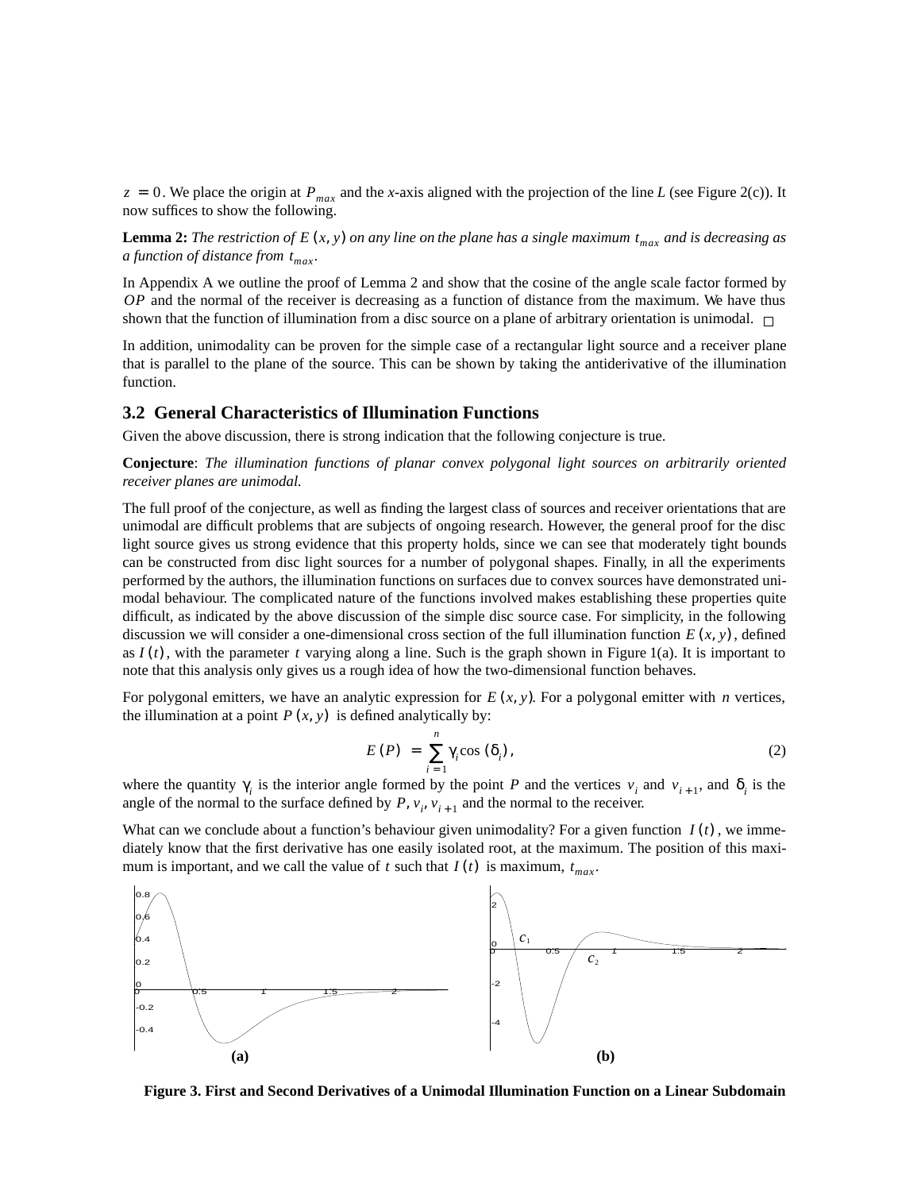$z = 0$. We place the origin at $P_{max}$ and the $x$-axis aligned with the projection of the line $L$ (see Figure 2(c)). It now suffices to show the following.

**Lemma 2:** *The restriction of $E(x, y)$ on any line on the plane has a single maximum $t_{max}$ and is decreasing as a function of distance from $t_{max}$.*

In Appendix A we outline the proof of Lemma 2 and show that the cosine of the angle scale factor formed by $OP$ and the normal of the receiver is decreasing as a function of distance from the maximum. We have thus shown that the function of illumination from a disc source on a plane of arbitrary orientation is unimodal. □

In addition, unimodality can be proven for the simple case of a rectangular light source and a receiver plane that is parallel to the plane of the source. This can be shown by taking the antiderivative of the illumination function.

## 3.2 General Characteristics of Illumination Functions

Given the above discussion, there is strong indication that the following conjecture is true.

**Conjecture**: *The illumination functions of planar convex polygonal light sources on arbitrarily oriented receiver planes are unimodal.*

The full proof of the conjecture, as well as finding the largest class of sources and receiver orientations that are unimodal are difficult problems that are subjects of ongoing research. However, the general proof for the disc light source gives us strong evidence that this property holds, since we can see that moderately tight bounds can be constructed from disc light sources for a number of polygonal shapes. Finally, in all the experiments performed by the authors, the illumination functions on surfaces due to convex sources have demonstrated unimodal behaviour. The complicated nature of the functions involved makes establishing these properties quite difficult, as indicated by the above discussion of the simple disc source case. For simplicity, in the following discussion we will consider a one-dimensional cross section of the full illumination function $E(x, y)$, defined as $I(t)$, with the parameter $t$ varying along a line. Such is the graph shown in Figure 1(a). It is important to note that this analysis only gives us a rough idea of how the two-dimensional function behaves.

For polygonal emitters, we have an analytic expression for $E(x, y)$. For a polygonal emitter with $n$ vertices, the illumination at a point $P(x, y)$ is defined analytically by:

$$E(P) = \sum_{i=1}^{n} \gamma_i \cos(\delta_i), \tag{2}$$

where the quantity $\gamma_i$ is the interior angle formed by the point $P$ and the vertices $v_i$ and $v_{i+1}$, and $\delta_i$ is the angle of the normal to the surface defined by $P$, $v_i$, $v_{i+1}$ and the normal to the receiver.

What can we conclude about a function's behaviour given unimodality? For a given function $I(t)$, we immediately know that the first derivative has one easily isolated root, at the maximum. The position of this maximum is important, and we call the value of $t$ such that $I(t)$ is maximum, $t_{max}$.

**Figure 3. First and Second Derivatives of a Unimodal Illumination Function on a Linear Subdomain**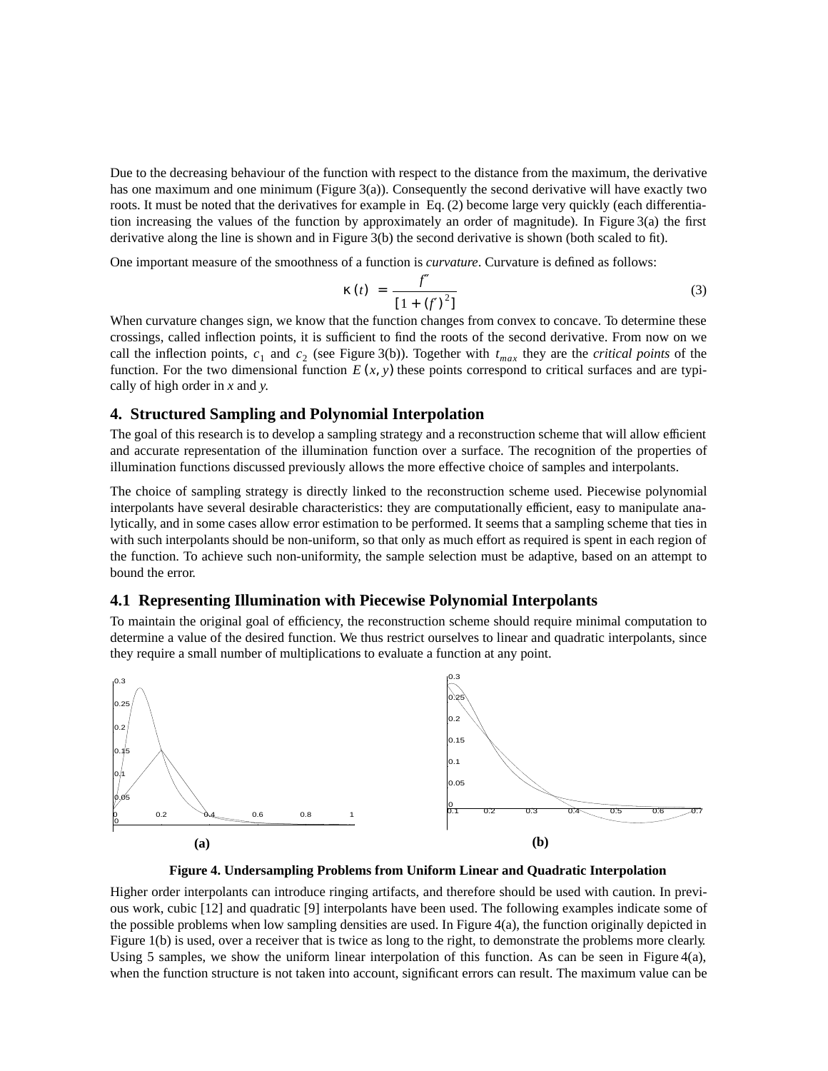Due to the decreasing behaviour of the function with respect to the distance from the maximum, the derivative has one maximum and one minimum (Figure 3(a)). Consequently the second derivative will have exactly two roots. It must be noted that the derivatives for example in Eq. (2) become large very quickly (each differentiation increasing the values of the function by approximately an order of magnitude). In Figure 3(a) the first derivative along the line is shown and in Figure 3(b) the second derivative is shown (both scaled to fit).

One important measure of the smoothness of a function is *curvature*. Curvature is defined as follows:

$$\kappa(t) = \frac{f''}{[1 + (f')^2]} \tag{3}$$

When curvature changes sign, we know that the function changes from convex to concave. To determine these crossings, called inflection points, it is sufficient to find the roots of the second derivative. From now on we call the inflection points, $c_1$ and $c_2$ (see Figure 3(b)). Together with $t_{max}$ they are the *critical points* of the function. For the two dimensional function $E(x, y)$ these points correspond to critical surfaces and are typically of high order in *x* and *y*.

## 4. Structured Sampling and Polynomial Interpolation

The goal of this research is to develop a sampling strategy and a reconstruction scheme that will allow efficient and accurate representation of the illumination function over a surface. The recognition of the properties of illumination functions discussed previously allows the more effective choice of samples and interpolants.

The choice of sampling strategy is directly linked to the reconstruction scheme used. Piecewise polynomial interpolants have several desirable characteristics: they are computationally efficient, easy to manipulate analytically, and in some cases allow error estimation to be performed. It seems that a sampling scheme that ties in with such interpolants should be non-uniform, so that only as much effort as required is spent in each region of the function. To achieve such non-uniformity, the sample selection must be adaptive, based on an attempt to bound the error.

### 4.1 Representing Illumination with Piecewise Polynomial Interpolants

To maintain the original goal of efficiency, the reconstruction scheme should require minimal computation to determine a value of the desired function. We thus restrict ourselves to linear and quadratic interpolants, since they require a small number of multiplications to evaluate a function at any point.

**(a)** **(b)**

**Figure 4. Undersampling Problems from Uniform Linear and Quadratic Interpolation**

Higher order interpolants can introduce ringing artifacts, and therefore should be used with caution. In previous work, cubic [12] and quadratic [9] interpolants have been used. The following examples indicate some of the possible problems when low sampling densities are used. In Figure 4(a), the function originally depicted in Figure 1(b) is used, over a receiver that is twice as long to the right, to demonstrate the problems more clearly. Using 5 samples, we show the uniform linear interpolation of this function. As can be seen in Figure 4(a), when the function structure is not taken into account, significant errors can result. The maximum value can be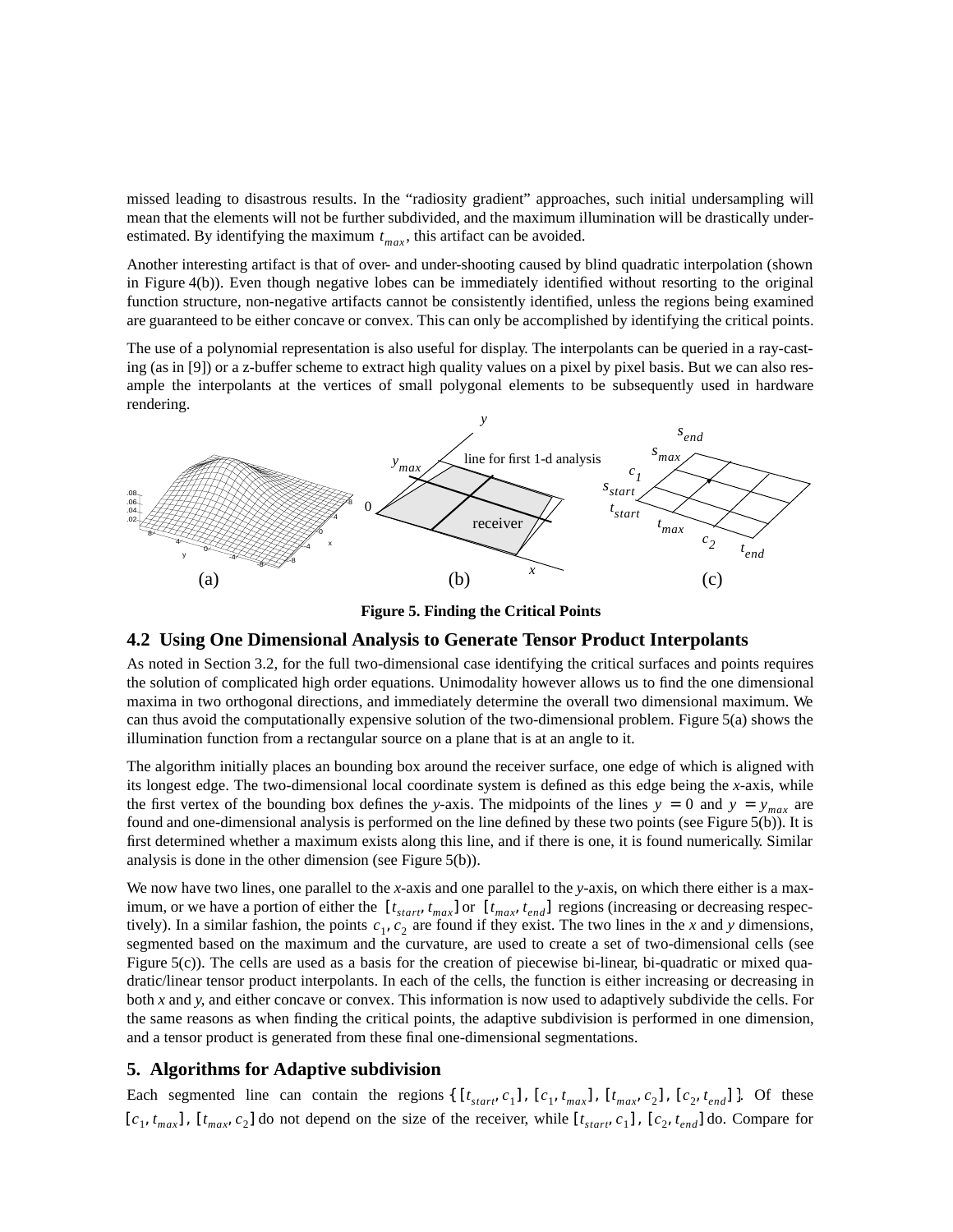missed leading to disastrous results. In the "radiosity gradient" approaches, such initial undersampling will mean that the elements will not be further subdivided, and the maximum illumination will be drastically underestimated. By identifying the maximum $t_{max}$, this artifact can be avoided.

Another interesting artifact is that of over- and under-shooting caused by blind quadratic interpolation (shown in Figure 4(b)). Even though negative lobes can be immediately identified without resorting to the original function structure, non-negative artifacts cannot be consistently identified, unless the regions being examined are guaranteed to be either concave or convex. This can only be accomplished by identifying the critical points.

The use of a polynomial representation is also useful for display. The interpolants can be queried in a ray-casting (as in [9]) or a z-buffer scheme to extract high quality values on a pixel by pixel basis. But we can also resample the interpolants at the vertices of small polygonal elements to be subsequently used in hardware rendering.

**Figure 5. Finding the Critical Points**

## 4.2 Using One Dimensional Analysis to Generate Tensor Product Interpolants

As noted in Section 3.2, for the full two-dimensional case identifying the critical surfaces and points requires the solution of complicated high order equations. Unimodality however allows us to find the one dimensional maxima in two orthogonal directions, and immediately determine the overall two dimensional maximum. We can thus avoid the computationally expensive solution of the two-dimensional problem. Figure 5(a) shows the illumination function from a rectangular source on a plane that is at an angle to it.

The algorithm initially places an bounding box around the receiver surface, one edge of which is aligned with its longest edge. The two-dimensional local coordinate system is defined as this edge being the *x*-axis, while the first vertex of the bounding box defines the *y*-axis. The midpoints of the lines $y = 0$ and $y = y_{max}$ are found and one-dimensional analysis is performed on the line defined by these two points (see Figure 5(b)). It is first determined whether a maximum exists along this line, and if there is one, it is found numerically. Similar analysis is done in the other dimension (see Figure 5(b)).

We now have two lines, one parallel to the *x*-axis and one parallel to the *y*-axis, on which there either is a maximum, or we have a portion of either the $[t_{start}, t_{max}]$ or $[t_{max}, t_{end}]$ regions (increasing or decreasing respectively). In a similar fashion, the points $c_1, c_2$ are found if they exist. The two lines in the *x* and *y* dimensions, segmented based on the maximum and the curvature, are used to create a set of two-dimensional cells (see Figure 5(c)). The cells are used as a basis for the creation of piecewise bi-linear, bi-quadratic or mixed quadratic/linear tensor product interpolants. In each of the cells, the function is either increasing or decreasing in both *x* and *y*, and either concave or convex. This information is now used to adaptively subdivide the cells. For the same reasons as when finding the critical points, the adaptive subdivision is performed in one dimension, and a tensor product is generated from these final one-dimensional segmentations.

# 5. Algorithms for Adaptive subdivision

Each segmented line can contain the regions $\{[t_{start}, c_1], [c_1, t_{max}], [t_{max}, c_2], [c_2, t_{end}]\}$. Of these $[c_1, t_{max}]$, $[t_{max}, c_2]$ do not depend on the size of the receiver, while $[t_{start}, c_1]$, $[c_2, t_{end}]$ do. Compare for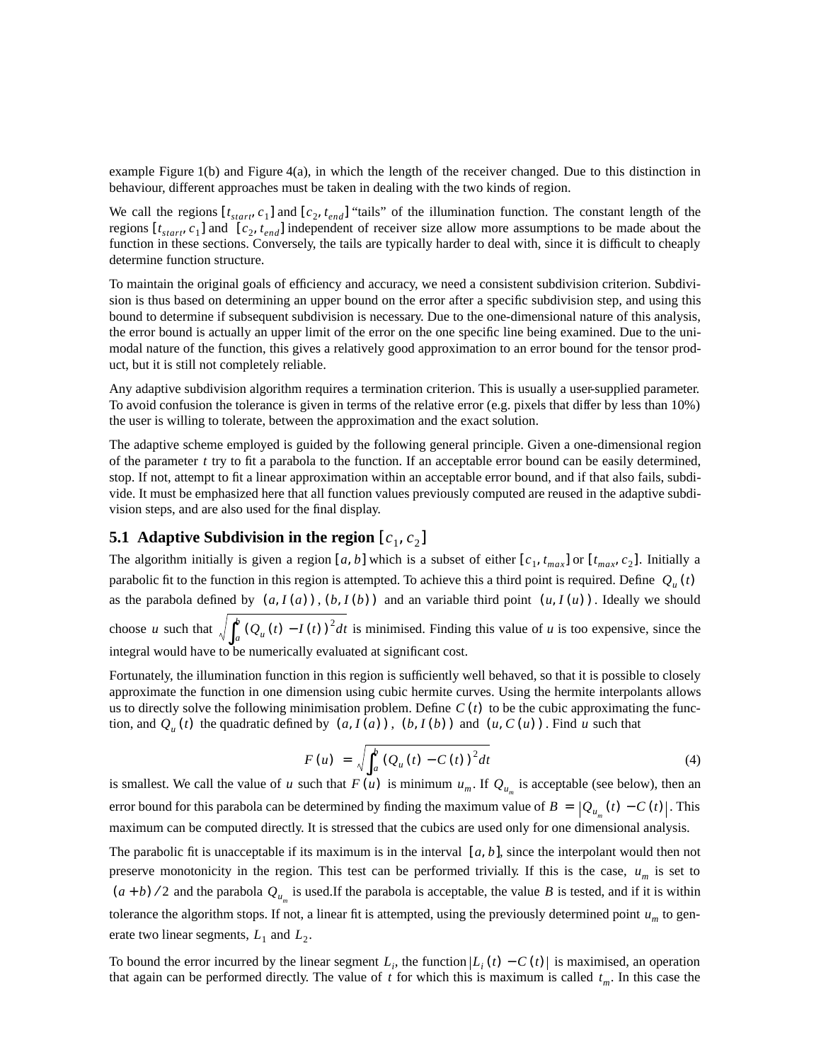example Figure 1(b) and Figure 4(a), in which the length of the receiver changed. Due to this distinction in behaviour, different approaches must be taken in dealing with the two kinds of region.

We call the regions $[t_{start}, c_1]$ and $[c_2, t_{end}]$ "tails" of the illumination function. The constant length of the regions $[t_{start}, c_1]$ and $[c_2, t_{end}]$ independent of receiver size allow more assumptions to be made about the function in these sections. Conversely, the tails are typically harder to deal with, since it is difficult to cheaply determine function structure.

To maintain the original goals of efficiency and accuracy, we need a consistent subdivision criterion. Subdivision is thus based on determining an upper bound on the error after a specific subdivision step, and using this bound to determine if subsequent subdivision is necessary. Due to the one-dimensional nature of this analysis, the error bound is actually an upper limit of the error on the one specific line being examined. Due to the unimodal nature of the function, this gives a relatively good approximation to an error bound for the tensor product, but it is still not completely reliable.

Any adaptive subdivision algorithm requires a termination criterion. This is usually a user-supplied parameter. To avoid confusion the tolerance is given in terms of the relative error (e.g. pixels that differ by less than 10%) the user is willing to tolerate, between the approximation and the exact solution.

The adaptive scheme employed is guided by the following general principle. Given a one-dimensional region of the parameter $t$ try to fit a parabola to the function. If an acceptable error bound can be easily determined, stop. If not, attempt to fit a linear approximation within an acceptable error bound, and if that also fails, subdivide. It must be emphasized here that all function values previously computed are reused in the adaptive subdivision steps, and are also used for the final display.

## 5.1 Adaptive Subdivision in the region $[c_1, c_2]$

The algorithm initially is given a region $[a, b]$ which is a subset of either $[c_1, t_{max}]$ or $[t_{max}, c_2]$. Initially a parabolic fit to the function in this region is attempted. To achieve this a third point is required. Define $Q_u(t)$ as the parabola defined by $(a, I(a))$, $(b, I(b))$ and an variable third point $(u, I(u))$. Ideally we should choose $u$ such that $\sqrt{\int_a^b (Q_u(t) - I(t))^2 dt}$ is minimised. Finding this value of $u$ is too expensive, since the integral would have to be numerically evaluated at significant cost.

Fortunately, the illumination function in this region is sufficiently well behaved, so that it is possible to closely approximate the function in one dimension using cubic hermite curves. Using the hermite interpolants allows us to directly solve the following minimisation problem. Define $C(t)$ to be the cubic approximating the function, and $Q_u(t)$ the quadratic defined by $(a, I(a))$, $(b, I(b))$ and $(u, C(u))$. Find $u$ such that

$$F(u) = \sqrt{\int_a^b (Q_u(t) - C(t))^2 dt} \tag{4}$$

is smallest. We call the value of $u$ such that $F(u)$ is minimum $u_m$. If $Q_{u_m}$ is acceptable (see below), then an error bound for this parabola can be determined by finding the maximum value of $B = |Q_{u_m}(t) - C(t)|$. This maximum can be computed directly. It is stressed that the cubics are used only for one dimensional analysis.

The parabolic fit is unacceptable if its maximum is in the interval $[a, b]$, since the interpolant would then not preserve monotonicity in the region. This test can be performed trivially. If this is the case, $u_m$ is set to $(a+b)/2$ and the parabola $Q_{u_m}$ is used.If the parabola is acceptable, the value $B$ is tested, and if it is within tolerance the algorithm stops. If not, a linear fit is attempted, using the previously determined point $u_m$ to generate two linear segments, $L_1$ and $L_2$.

To bound the error incurred by the linear segment $L_i$, the function $|L_i(t) - C(t)|$ is maximised, an operation that again can be performed directly. The value of $t$ for which this is maximum is called $t_m$. In this case the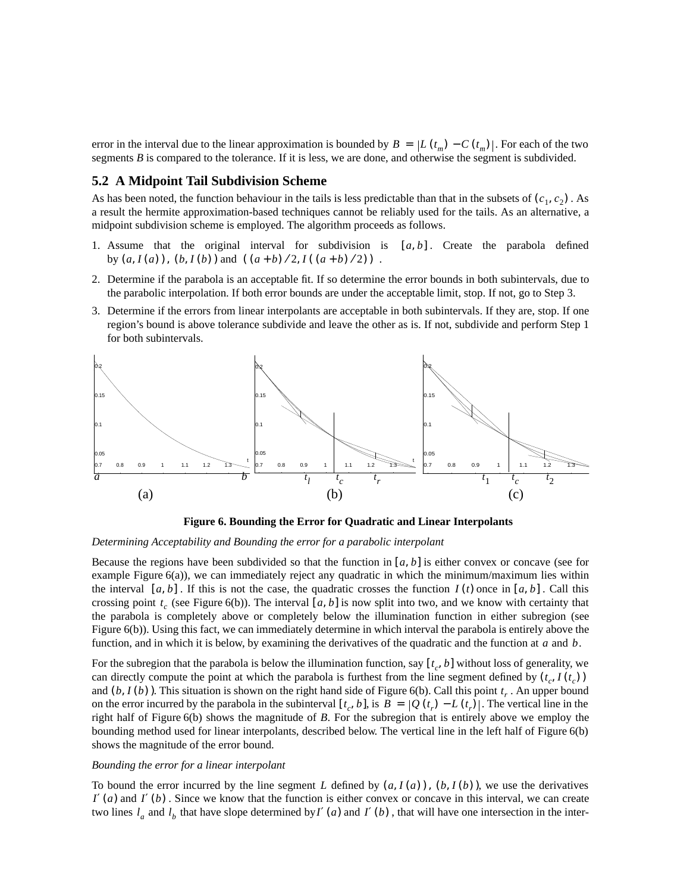error in the interval due to the linear approximation is bounded by $B = |L(t_m) - C(t_m)|$. For each of the two segments $B$ is compared to the tolerance. If it is less, we are done, and otherwise the segment is subdivided.

## 5.2 A Midpoint Tail Subdivision Scheme

As has been noted, the function behaviour in the tails is less predictable than that in the subsets of $(c_1, c_2)$. As a result the hermite approximation-based techniques cannot be reliably used for the tails. As an alternative, a midpoint subdivision scheme is employed. The algorithm proceeds as follows.

1. Assume that the original interval for subdivision is $[a, b]$. Create the parabola defined by $(a, I(a))$, $(b, I(b))$ and $((a+b)/2, I((a+b)/2))$.
2. Determine if the parabola is an acceptable fit. If so determine the error bounds in both subintervals, due to the parabolic interpolation. If both error bounds are under the acceptable limit, stop. If not, go to Step 3.
3. Determine if the errors from linear interpolants are acceptable in both subintervals. If they are, stop. If one region's bound is above tolerance subdivide and leave the other as is. If not, subdivide and perform Step 1 for both subintervals.

**Figure 6. Bounding the Error for Quadratic and Linear Interpolants**

*Determining Acceptability and Bounding the error for a parabolic interpolant*

Because the regions have been subdivided so that the function in $[a, b]$ is either convex or concave (see for example Figure 6(a)), we can immediately reject any quadratic in which the minimum/maximum lies within the interval $[a, b]$. If this is not the case, the quadratic crosses the function $I(t)$ once in $[a, b]$. Call this crossing point $t_c$ (see Figure 6(b)). The interval $[a, b]$ is now split into two, and we know with certainty that the parabola is completely above or completely below the illumination function in either subregion (see Figure 6(b)). Using this fact, we can immediately determine in which interval the parabola is entirely above the function, and in which it is below, by examining the derivatives of the quadratic and the function at $a$ and $b$.

For the subregion that the parabola is below the illumination function, say $[t_c, b]$ without loss of generality, we can directly compute the point at which the parabola is furthest from the line segment defined by $(t_c, I(t_c))$ and $(b, I(b))$. This situation is shown on the right hand side of Figure 6(b). Call this point $t_r$. An upper bound on the error incurred by the parabola in the subinterval $[t_c, b]$, is $B = |Q(t_r) - L(t_r)|$. The vertical line in the right half of Figure 6(b) shows the magnitude of $B$. For the subregion that is entirely above we employ the bounding method used for linear interpolants, described below. The vertical line in the left half of Figure 6(b) shows the magnitude of the error bound.

*Bounding the error for a linear interpolant*

To bound the error incurred by the line segment $L$ defined by $(a, I(a))$, $(b, I(b))$, we use the derivatives $I'(a)$ and $I'(b)$. Since we know that the function is either convex or concave in this interval, we can create two lines $l_a$ and $l_b$ that have slope determined by $I'(a)$ and $I'(b)$, that will have one intersection in the inter-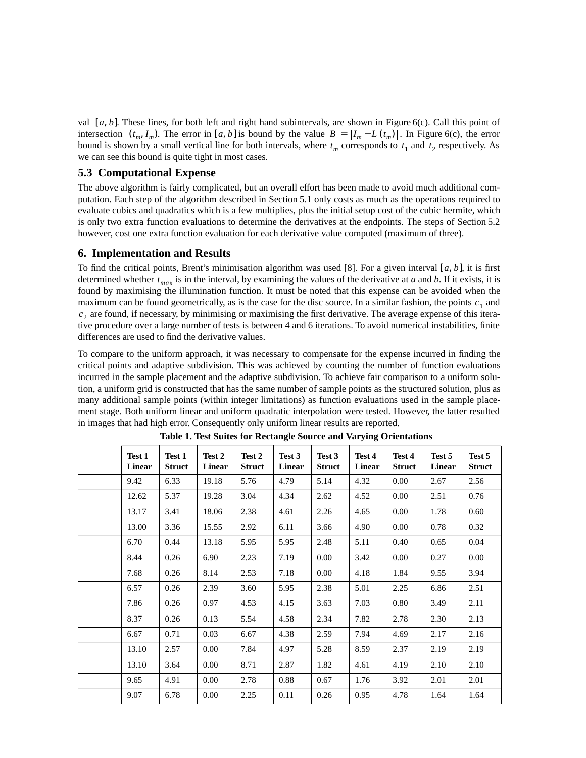val $[a, b]$. These lines, for both left and right hand subintervals, are shown in Figure 6(c). Call this point of intersection $(t_m, I_m)$. The error in $[a, b]$ is bound by the value $B = |I_m - L(t_m)|$. In Figure 6(c), the error bound is shown by a small vertical line for both intervals, where $t_m$ corresponds to $t_1$ and $t_2$ respectively. As we can see this bound is quite tight in most cases.

### 5.3 Computational Expense

The above algorithm is fairly complicated, but an overall effort has been made to avoid much additional computation. Each step of the algorithm described in Section 5.1 only costs as much as the operations required to evaluate cubics and quadratics which is a few multiplies, plus the initial setup cost of the cubic hermite, which is only two extra function evaluations to determine the derivatives at the endpoints. The steps of Section 5.2 however, cost one extra function evaluation for each derivative value computed (maximum of three).

## 6. Implementation and Results

To find the critical points, Brent's minimisation algorithm was used [8]. For a given interval $[a, b]$, it is first determined whether $t_{max}$ is in the interval, by examining the values of the derivative at *a* and *b*. If it exists, it is found by maximising the illumination function. It must be noted that this expense can be avoided when the maximum can be found geometrically, as is the case for the disc source. In a similar fashion, the points $c_1$ and $c_2$ are found, if necessary, by minimising or maximising the first derivative. The average expense of this iterative procedure over a large number of tests is between 4 and 6 iterations. To avoid numerical instabilities, finite differences are used to find the derivative values.

To compare to the uniform approach, it was necessary to compensate for the expense incurred in finding the critical points and adaptive subdivision. This was achieved by counting the number of function evaluations incurred in the sample placement and the adaptive subdivision. To achieve fair comparison to a uniform solution, a uniform grid is constructed that has the same number of sample points as the structured solution, plus as many additional sample points (within integer limitations) as function evaluations used in the sample placement stage. Both uniform linear and uniform quadratic interpolation were tested. However, the latter resulted in images that had high error. Consequently only uniform linear results are reported.

**Table 1. Test Suites for Rectangle Source and Varying Orientations**

| | **Test 1 Linear** | **Test 1 Struct** | **Test 2 Linear** | **Test 2 Struct** | **Test 3 Linear** | **Test 3 Struct** | **Test 4 Linear** | **Test 4 Struct** | **Test 5 Linear** | **Test 5 Struct** |
|---|---|---|---|---|---|---|---|---|---|---|
| | 9.42 | 6.33 | 19.18 | 5.76 | 4.79 | 5.14 | 4.32 | 0.00 | 2.67 | 2.56 |
| | 12.62 | 5.37 | 19.28 | 3.04 | 4.34 | 2.62 | 4.52 | 0.00 | 2.51 | 0.76 |
| | 13.17 | 3.41 | 18.06 | 2.38 | 4.61 | 2.26 | 4.65 | 0.00 | 1.78 | 0.60 |
| | 13.00 | 3.36 | 15.55 | 2.92 | 6.11 | 3.66 | 4.90 | 0.00 | 0.78 | 0.32 |
| | 6.70 | 0.44 | 13.18 | 5.95 | 5.95 | 2.48 | 5.11 | 0.40 | 0.65 | 0.04 |
| | 8.44 | 0.26 | 6.90 | 2.23 | 7.19 | 0.00 | 3.42 | 0.00 | 0.27 | 0.00 |
| | 7.68 | 0.26 | 8.14 | 2.53 | 7.18 | 0.00 | 4.18 | 1.84 | 9.55 | 3.94 |
| | 6.57 | 0.26 | 2.39 | 3.60 | 5.95 | 2.38 | 5.01 | 2.25 | 6.86 | 2.51 |
| | 7.86 | 0.26 | 0.97 | 4.53 | 4.15 | 3.63 | 7.03 | 0.80 | 3.49 | 2.11 |
| | 8.37 | 0.26 | 0.13 | 5.54 | 4.58 | 2.34 | 7.82 | 2.78 | 2.30 | 2.13 |
| | 6.67 | 0.71 | 0.03 | 6.67 | 4.38 | 2.59 | 7.94 | 4.69 | 2.17 | 2.16 |
| | 13.10 | 2.57 | 0.00 | 7.84 | 4.97 | 5.28 | 8.59 | 2.37 | 2.19 | 2.19 |
| | 13.10 | 3.64 | 0.00 | 8.71 | 2.87 | 1.82 | 4.61 | 4.19 | 2.10 | 2.10 |
| | 9.65 | 4.91 | 0.00 | 2.78 | 0.88 | 0.67 | 1.76 | 3.92 | 2.01 | 2.01 |
| | 9.07 | 6.78 | 0.00 | 2.25 | 0.11 | 0.26 | 0.95 | 4.78 | 1.64 | 1.64 |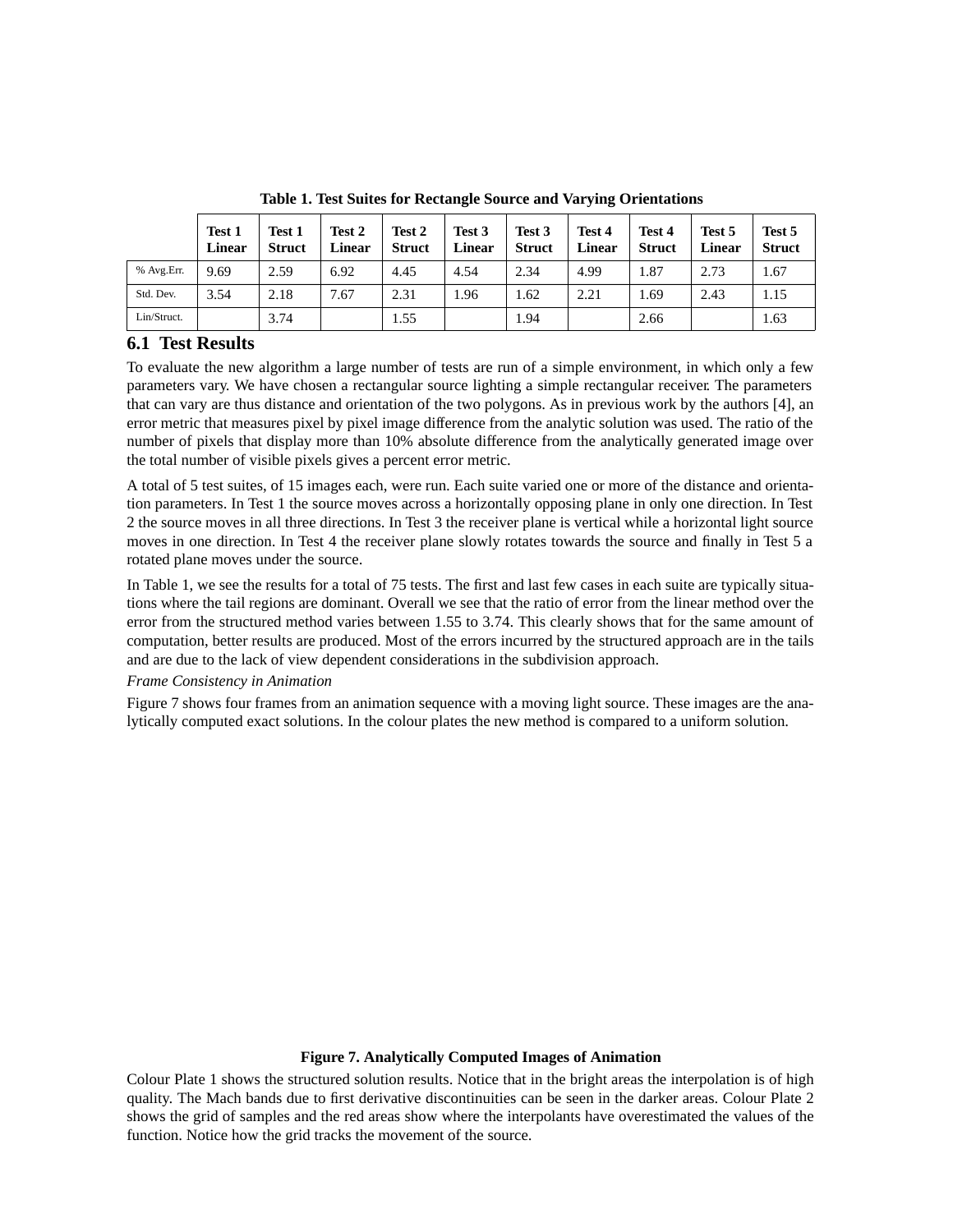**Table 1. Test Suites for Rectangle Source and Varying Orientations**

| | Test 1 Linear | Test 1 Struct | Test 2 Linear | Test 2 Struct | Test 3 Linear | Test 3 Struct | Test 4 Linear | Test 4 Struct | Test 5 Linear | Test 5 Struct |
|---|---|---|---|---|---|---|---|---|---|---|
| % Avg.Err. | 9.69 | 2.59 | 6.92 | 4.45 | 4.54 | 2.34 | 4.99 | 1.87 | 2.73 | 1.67 |
| Std. Dev. | 3.54 | 2.18 | 7.67 | 2.31 | 1.96 | 1.62 | 2.21 | 1.69 | 2.43 | 1.15 |
| Lin/Struct. | | 3.74 | | 1.55 | | 1.94 | | 2.66 | | 1.63 |

## 6.1 Test Results

To evaluate the new algorithm a large number of tests are run of a simple environment, in which only a few parameters vary. We have chosen a rectangular source lighting a simple rectangular receiver. The parameters that can vary are thus distance and orientation of the two polygons. As in previous work by the authors [4], an error metric that measures pixel by pixel image difference from the analytic solution was used. The ratio of the number of pixels that display more than 10% absolute difference from the analytically generated image over the total number of visible pixels gives a percent error metric.

A total of 5 test suites, of 15 images each, were run. Each suite varied one or more of the distance and orientation parameters. In Test 1 the source moves across a horizontally opposing plane in only one direction. In Test 2 the source moves in all three directions. In Test 3 the receiver plane is vertical while a horizontal light source moves in one direction. In Test 4 the receiver plane slowly rotates towards the source and finally in Test 5 a rotated plane moves under the source.

In Table 1, we see the results for a total of 75 tests. The first and last few cases in each suite are typically situations where the tail regions are dominant. Overall we see that the ratio of error from the linear method over the error from the structured method varies between 1.55 to 3.74. This clearly shows that for the same amount of computation, better results are produced. Most of the errors incurred by the structured approach are in the tails and are due to the lack of view dependent considerations in the subdivision approach.

*Frame Consistency in Animation*

Figure 7 shows four frames from an animation sequence with a moving light source. These images are the analytically computed exact solutions. In the colour plates the new method is compared to a uniform solution.

**Figure 7. Analytically Computed Images of Animation**

Colour Plate 1 shows the structured solution results. Notice that in the bright areas the interpolation is of high quality. The Mach bands due to first derivative discontinuities can be seen in the darker areas. Colour Plate 2 shows the grid of samples and the red areas show where the interpolants have overestimated the values of the function. Notice how the grid tracks the movement of the source.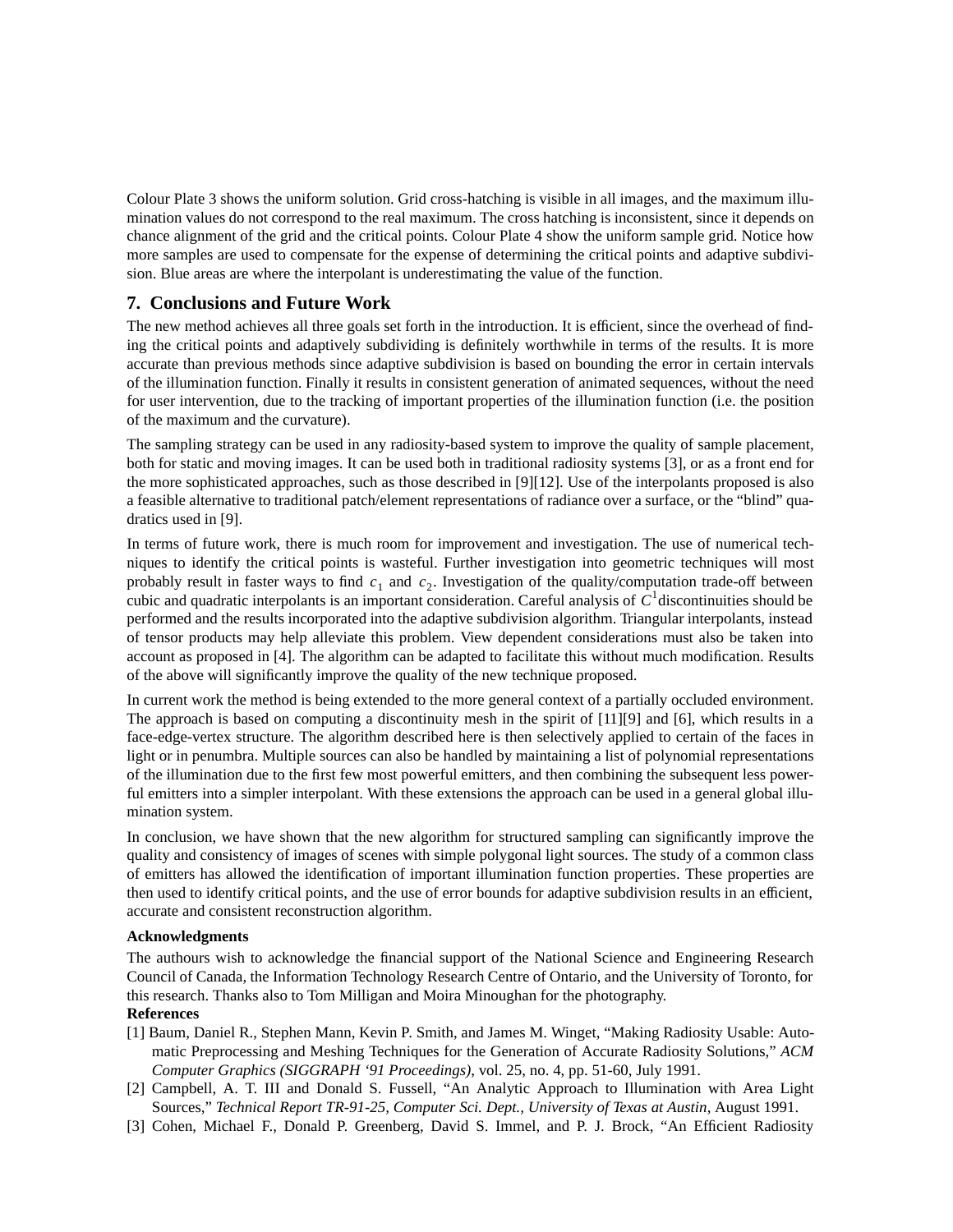Colour Plate 3 shows the uniform solution. Grid cross-hatching is visible in all images, and the maximum illumination values do not correspond to the real maximum. The cross hatching is inconsistent, since it depends on chance alignment of the grid and the critical points. Colour Plate 4 show the uniform sample grid. Notice how more samples are used to compensate for the expense of determining the critical points and adaptive subdivision. Blue areas are where the interpolant is underestimating the value of the function.

## 7. Conclusions and Future Work

The new method achieves all three goals set forth in the introduction. It is efficient, since the overhead of finding the critical points and adaptively subdividing is definitely worthwhile in terms of the results. It is more accurate than previous methods since adaptive subdivision is based on bounding the error in certain intervals of the illumination function. Finally it results in consistent generation of animated sequences, without the need for user intervention, due to the tracking of important properties of the illumination function (i.e. the position of the maximum and the curvature).

The sampling strategy can be used in any radiosity-based system to improve the quality of sample placement, both for static and moving images. It can be used both in traditional radiosity systems [3], or as a front end for the more sophisticated approaches, such as those described in [9][12]. Use of the interpolants proposed is also a feasible alternative to traditional patch/element representations of radiance over a surface, or the "blind" quadratics used in [9].

In terms of future work, there is much room for improvement and investigation. The use of numerical techniques to identify the critical points is wasteful. Further investigation into geometric techniques will most probably result in faster ways to find $c_1$ and $c_2$. Investigation of the quality/computation trade-off between cubic and quadratic interpolants is an important consideration. Careful analysis of $C^1$discontinuities should be performed and the results incorporated into the adaptive subdivision algorithm. Triangular interpolants, instead of tensor products may help alleviate this problem. View dependent considerations must also be taken into account as proposed in [4]. The algorithm can be adapted to facilitate this without much modification. Results of the above will significantly improve the quality of the new technique proposed.

In current work the method is being extended to the more general context of a partially occluded environment. The approach is based on computing a discontinuity mesh in the spirit of [11][9] and [6], which results in a face-edge-vertex structure. The algorithm described here is then selectively applied to certain of the faces in light or in penumbra. Multiple sources can also be handled by maintaining a list of polynomial representations of the illumination due to the first few most powerful emitters, and then combining the subsequent less powerful emitters into a simpler interpolant. With these extensions the approach can be used in a general global illumination system.

In conclusion, we have shown that the new algorithm for structured sampling can significantly improve the quality and consistency of images of scenes with simple polygonal light sources. The study of a common class of emitters has allowed the identification of important illumination function properties. These properties are then used to identify critical points, and the use of error bounds for adaptive subdivision results in an efficient, accurate and consistent reconstruction algorithm.

### Acknowledgments

The authours wish to acknowledge the financial support of the National Science and Engineering Research Council of Canada, the Information Technology Research Centre of Ontario, and the University of Toronto, for this research. Thanks also to Tom Milligan and Moira Minoughan for the photography.

### References

[1] Baum, Daniel R., Stephen Mann, Kevin P. Smith, and James M. Winget, "Making Radiosity Usable: Automatic Preprocessing and Meshing Techniques for the Generation of Accurate Radiosity Solutions," *ACM Computer Graphics (SIGGRAPH '91 Proceedings)*, vol. 25, no. 4, pp. 51-60, July 1991.

[2] Campbell, A. T. III and Donald S. Fussell, "An Analytic Approach to Illumination with Area Light Sources," *Technical Report TR-91-25, Computer Sci. Dept., University of Texas at Austin*, August 1991.

[3] Cohen, Michael F., Donald P. Greenberg, David S. Immel, and P. J. Brock, "An Efficient Radiosity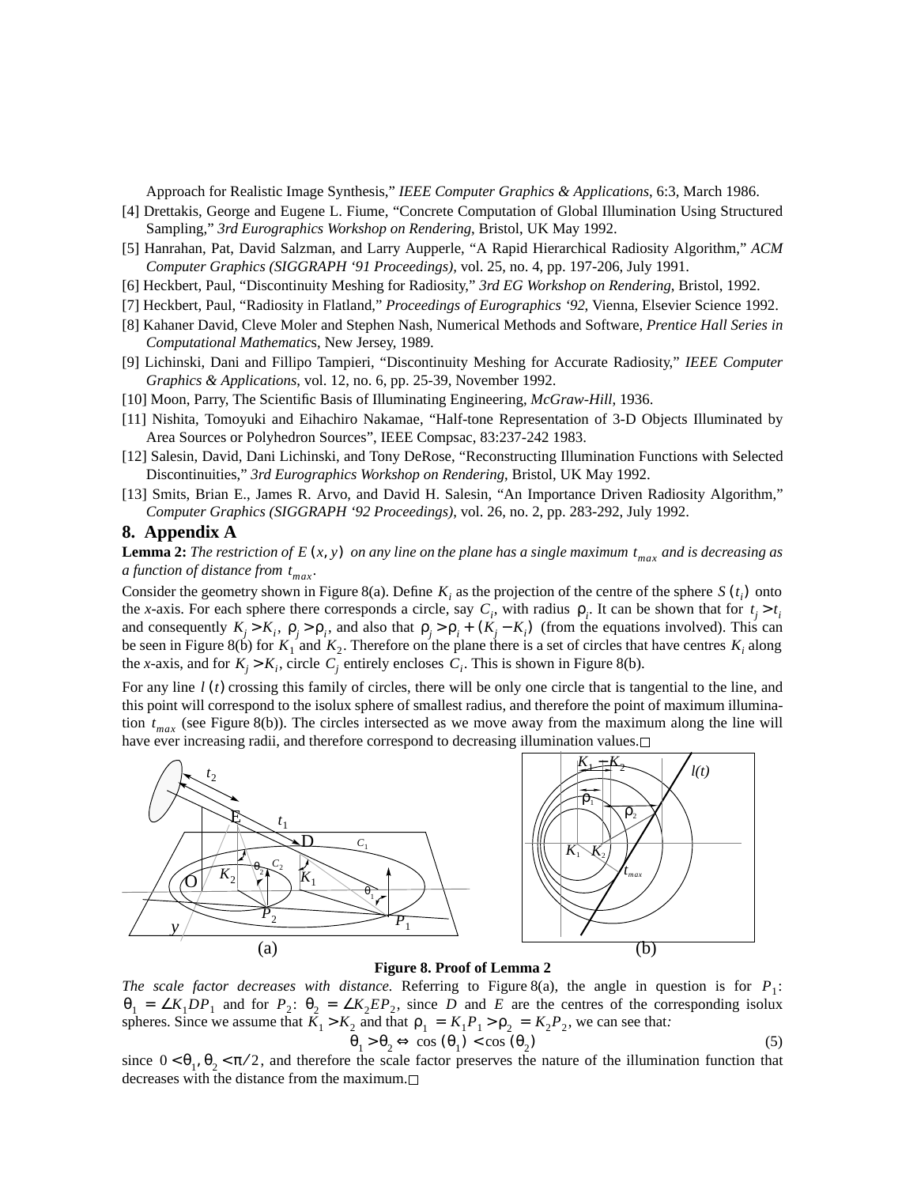Approach for Realistic Image Synthesis," *IEEE Computer Graphics & Applications*, 6:3, March 1986.

[4] Drettakis, George and Eugene L. Fiume, "Concrete Computation of Global Illumination Using Structured Sampling," *3rd Eurographics Workshop on Rendering*, Bristol, UK May 1992.

[5] Hanrahan, Pat, David Salzman, and Larry Aupperle, "A Rapid Hierarchical Radiosity Algorithm," *ACM Computer Graphics (SIGGRAPH '91 Proceedings)*, vol. 25, no. 4, pp. 197-206, July 1991.

[6] Heckbert, Paul, "Discontinuity Meshing for Radiosity," *3rd EG Workshop on Rendering*, Bristol, 1992.

[7] Heckbert, Paul, "Radiosity in Flatland," *Proceedings of Eurographics '92*, Vienna, Elsevier Science 1992.

[8] Kahaner David, Cleve Moler and Stephen Nash, Numerical Methods and Software, *Prentice Hall Series in Computational Mathematic*s, New Jersey, 1989.

[9] Lichinski, Dani and Fillipo Tampieri, "Discontinuity Meshing for Accurate Radiosity," *IEEE Computer Graphics & Applications*, vol. 12, no. 6, pp. 25-39, November 1992.

[10] Moon, Parry, The Scientific Basis of Illuminating Engineering, *McGraw-Hill*, 1936.

[11] Nishita, Tomoyuki and Eihachiro Nakamae, "Half-tone Representation of 3-D Objects Illuminated by Area Sources or Polyhedron Sources", IEEE Compsac, 83:237-242 1983.

[12] Salesin, David, Dani Lichinski, and Tony DeRose, "Reconstructing Illumination Functions with Selected Discontinuities," *3rd Eurographics Workshop on Rendering*, Bristol, UK May 1992.

[13] Smits, Brian E., James R. Arvo, and David H. Salesin, "An Importance Driven Radiosity Algorithm," *Computer Graphics (SIGGRAPH '92 Proceedings)*, vol. 26, no. 2, pp. 283-292, July 1992.

## 8. Appendix A

**Lemma 2:** *The restriction of $E(x, y)$ on any line on the plane has a single maximum $t_{max}$ and is decreasing as a function of distance from $t_{max}$.*

Consider the geometry shown in Figure 8(a). Define $K_i$ as the projection of the centre of the sphere $S(t_i)$ onto the *x*-axis. For each sphere there corresponds a circle, say $C_i$, with radius $\rho_i$. It can be shown that for $t_j > t_i$ and consequently $K_j > K_i$, $\rho_j > \rho_i$, and also that $\rho_j > \rho_i + (K_j - K_i)$ (from the equations involved). This can be seen in Figure 8(b) for $K_1$ and $K_2$. Therefore on the plane there is a set of circles that have centres $K_i$ along the *x*-axis, and for $K_j > K_i$, circle $C_j$ entirely encloses $C_i$. This is shown in Figure 8(b).

For any line $l(t)$ crossing this family of circles, there will be only one circle that is tangential to the line, and this point will correspond to the isolux sphere of smallest radius, and therefore the point of maximum illumination $t_{max}$ (see Figure 8(b)). The circles intersected as we move away from the maximum along the line will have ever increasing radii, and therefore correspond to decreasing illumination values.□

(a) (b)

**Figure 8. Proof of Lemma 2**

*The scale factor decreases with distance.* Referring to Figure 8(a), the angle in question is for $P_1$: $\theta_1 = \angle K_1 D P_1$ and for $P_2$: $\theta_2 = \angle K_2 E P_2$, since $D$ and $E$ are the centres of the corresponding isolux spheres. Since we assume that $K_1 > K_2$ and that $\rho_1 = K_1 P_1 > \rho_2 = K_2 P_2$, we can see that*:*

$$\theta_1 > \theta_2 \Leftrightarrow \cos(\theta_1) < \cos(\theta_2) \tag{5}$$

since $0 < \theta_1, \theta_2 < \pi/2$, and therefore the scale factor preserves the nature of the illumination function that decreases with the distance from the maximum.□